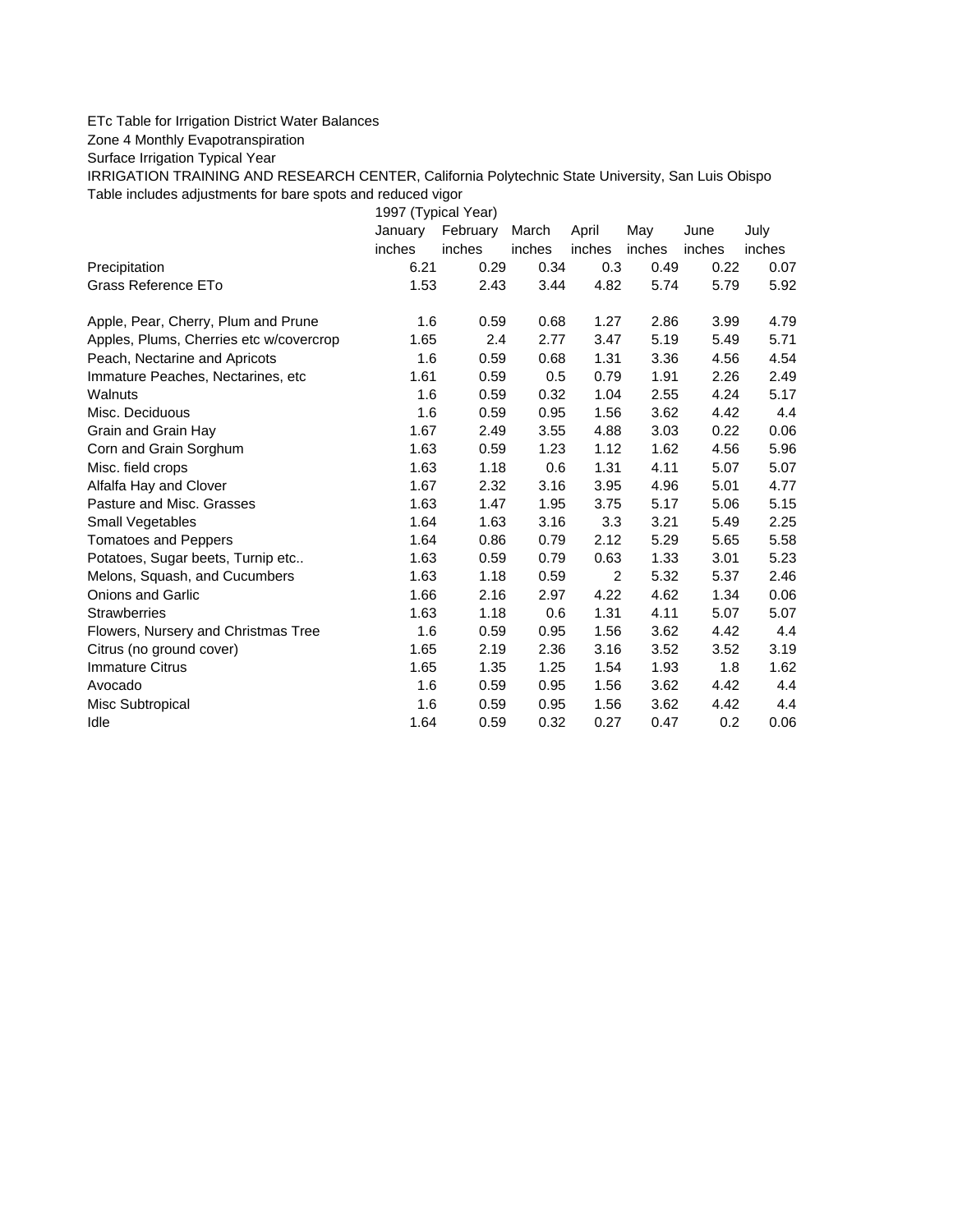ETc Table for Irrigation District Water Balances

Zone 4 Monthly Evapotranspiration

Surface Irrigation Typical Year

IRRIGATION TRAINING AND RESEARCH CENTER, California Polytechnic State University, San Luis Obispo

Table includes adjustments for bare spots and reduced vigor

| | 1997 (Typical Year) | | | | | | |
|---|---|---|---|---|---|---|---|
| | January | February | March | April | May | June | July |
| | inches | inches | inches | inches | inches | inches | inches |
| Precipitation | 6.21 | 0.29 | 0.34 | 0.3 | 0.49 | 0.22 | 0.07 |
| Grass Reference ETo | 1.53 | 2.43 | 3.44 | 4.82 | 5.74 | 5.79 | 5.92 |
| | | | | | | | |
| Apple, Pear, Cherry, Plum and Prune | 1.6 | 0.59 | 0.68 | 1.27 | 2.86 | 3.99 | 4.79 |
| Apples, Plums, Cherries etc w/covercrop | 1.65 | 2.4 | 2.77 | 3.47 | 5.19 | 5.49 | 5.71 |
| Peach, Nectarine and Apricots | 1.6 | 0.59 | 0.68 | 1.31 | 3.36 | 4.56 | 4.54 |
| Immature Peaches, Nectarines, etc | 1.61 | 0.59 | 0.5 | 0.79 | 1.91 | 2.26 | 2.49 |
| Walnuts | 1.6 | 0.59 | 0.32 | 1.04 | 2.55 | 4.24 | 5.17 |
| Misc. Deciduous | 1.6 | 0.59 | 0.95 | 1.56 | 3.62 | 4.42 | 4.4 |
| Grain and Grain Hay | 1.67 | 2.49 | 3.55 | 4.88 | 3.03 | 0.22 | 0.06 |
| Corn and Grain Sorghum | 1.63 | 0.59 | 1.23 | 1.12 | 1.62 | 4.56 | 5.96 |
| Misc. field crops | 1.63 | 1.18 | 0.6 | 1.31 | 4.11 | 5.07 | 5.07 |
| Alfalfa Hay and Clover | 1.67 | 2.32 | 3.16 | 3.95 | 4.96 | 5.01 | 4.77 |
| Pasture and Misc. Grasses | 1.63 | 1.47 | 1.95 | 3.75 | 5.17 | 5.06 | 5.15 |
| Small Vegetables | 1.64 | 1.63 | 3.16 | 3.3 | 3.21 | 5.49 | 2.25 |
| Tomatoes and Peppers | 1.64 | 0.86 | 0.79 | 2.12 | 5.29 | 5.65 | 5.58 |
| Potatoes, Sugar beets, Turnip etc.. | 1.63 | 0.59 | 0.79 | 0.63 | 1.33 | 3.01 | 5.23 |
| Melons, Squash, and Cucumbers | 1.63 | 1.18 | 0.59 | 2 | 5.32 | 5.37 | 2.46 |
| Onions and Garlic | 1.66 | 2.16 | 2.97 | 4.22 | 4.62 | 1.34 | 0.06 |
| Strawberries | 1.63 | 1.18 | 0.6 | 1.31 | 4.11 | 5.07 | 5.07 |
| Flowers, Nursery and Christmas Tree | 1.6 | 0.59 | 0.95 | 1.56 | 3.62 | 4.42 | 4.4 |
| Citrus (no ground cover) | 1.65 | 2.19 | 2.36 | 3.16 | 3.52 | 3.52 | 3.19 |
| Immature Citrus | 1.65 | 1.35 | 1.25 | 1.54 | 1.93 | 1.8 | 1.62 |
| Avocado | 1.6 | 0.59 | 0.95 | 1.56 | 3.62 | 4.42 | 4.4 |
| Misc Subtropical | 1.6 | 0.59 | 0.95 | 1.56 | 3.62 | 4.42 | 4.4 |
| Idle | 1.64 | 0.59 | 0.32 | 0.27 | 0.47 | 0.2 | 0.06 |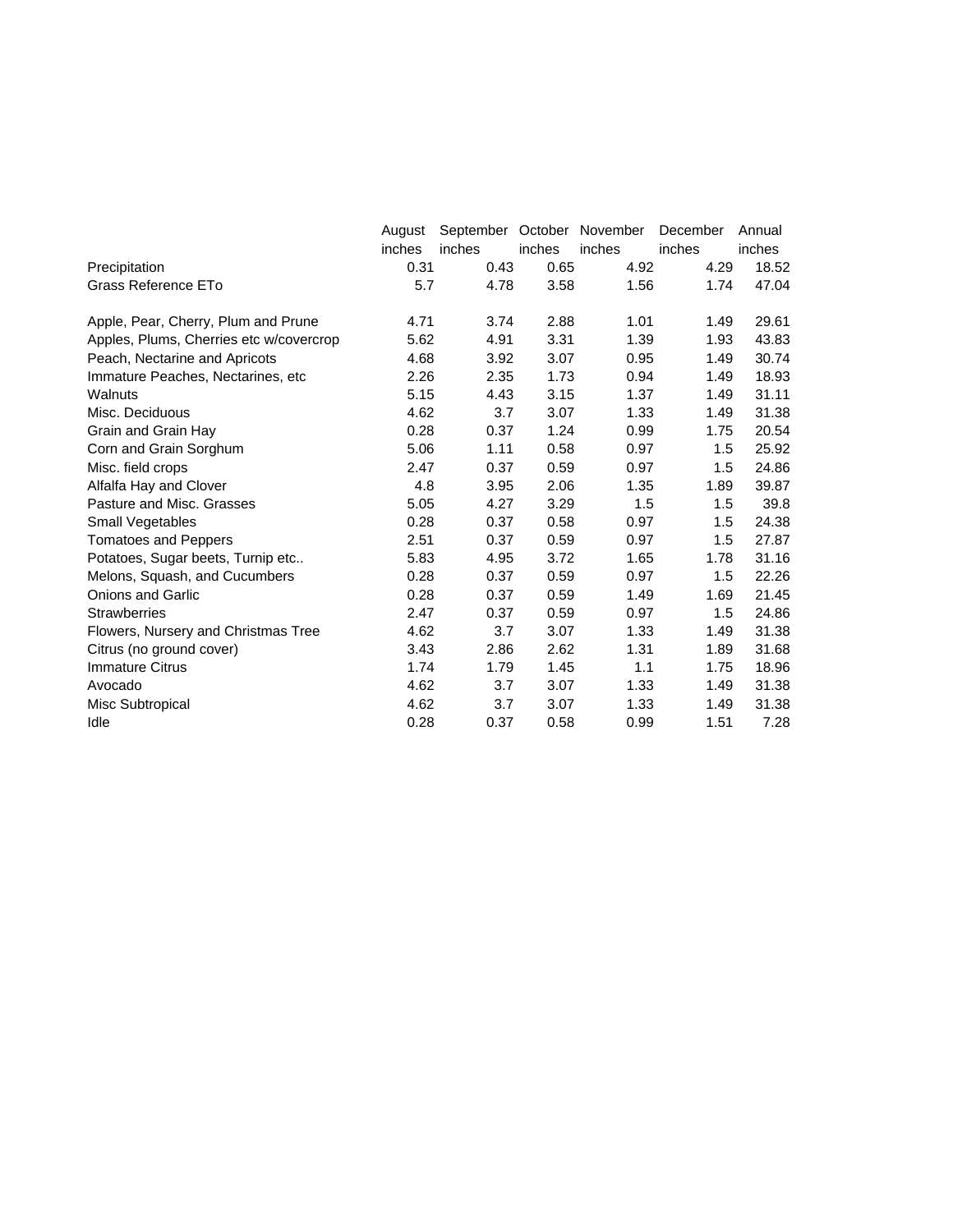| | August inches | September inches | October inches | November inches | December inches | Annual inches |
|---|---|---|---|---|---|---|
| Precipitation | 0.31 | 0.43 | 0.65 | 4.92 | 4.29 | 18.52 |
| Grass Reference ETo | 5.7 | 4.78 | 3.58 | 1.56 | 1.74 | 47.04 |
| | | | | | | |
| Apple, Pear, Cherry, Plum and Prune | 4.71 | 3.74 | 2.88 | 1.01 | 1.49 | 29.61 |
| Apples, Plums, Cherries etc w/covercrop | 5.62 | 4.91 | 3.31 | 1.39 | 1.93 | 43.83 |
| Peach, Nectarine and Apricots | 4.68 | 3.92 | 3.07 | 0.95 | 1.49 | 30.74 |
| Immature Peaches, Nectarines, etc | 2.26 | 2.35 | 1.73 | 0.94 | 1.49 | 18.93 |
| Walnuts | 5.15 | 4.43 | 3.15 | 1.37 | 1.49 | 31.11 |
| Misc. Deciduous | 4.62 | 3.7 | 3.07 | 1.33 | 1.49 | 31.38 |
| Grain and Grain Hay | 0.28 | 0.37 | 1.24 | 0.99 | 1.75 | 20.54 |
| Corn and Grain Sorghum | 5.06 | 1.11 | 0.58 | 0.97 | 1.5 | 25.92 |
| Misc. field crops | 2.47 | 0.37 | 0.59 | 0.97 | 1.5 | 24.86 |
| Alfalfa Hay and Clover | 4.8 | 3.95 | 2.06 | 1.35 | 1.89 | 39.87 |
| Pasture and Misc. Grasses | 5.05 | 4.27 | 3.29 | 1.5 | 1.5 | 39.8 |
| Small Vegetables | 0.28 | 0.37 | 0.58 | 0.97 | 1.5 | 24.38 |
| Tomatoes and Peppers | 2.51 | 0.37 | 0.59 | 0.97 | 1.5 | 27.87 |
| Potatoes, Sugar beets, Turnip etc.. | 5.83 | 4.95 | 3.72 | 1.65 | 1.78 | 31.16 |
| Melons, Squash, and Cucumbers | 0.28 | 0.37 | 0.59 | 0.97 | 1.5 | 22.26 |
| Onions and Garlic | 0.28 | 0.37 | 0.59 | 1.49 | 1.69 | 21.45 |
| Strawberries | 2.47 | 0.37 | 0.59 | 0.97 | 1.5 | 24.86 |
| Flowers, Nursery and Christmas Tree | 4.62 | 3.7 | 3.07 | 1.33 | 1.49 | 31.38 |
| Citrus (no ground cover) | 3.43 | 2.86 | 2.62 | 1.31 | 1.89 | 31.68 |
| Immature Citrus | 1.74 | 1.79 | 1.45 | 1.1 | 1.75 | 18.96 |
| Avocado | 4.62 | 3.7 | 3.07 | 1.33 | 1.49 | 31.38 |
| Misc Subtropical | 4.62 | 3.7 | 3.07 | 1.33 | 1.49 | 31.38 |
| Idle | 0.28 | 0.37 | 0.58 | 0.99 | 1.51 | 7.28 |